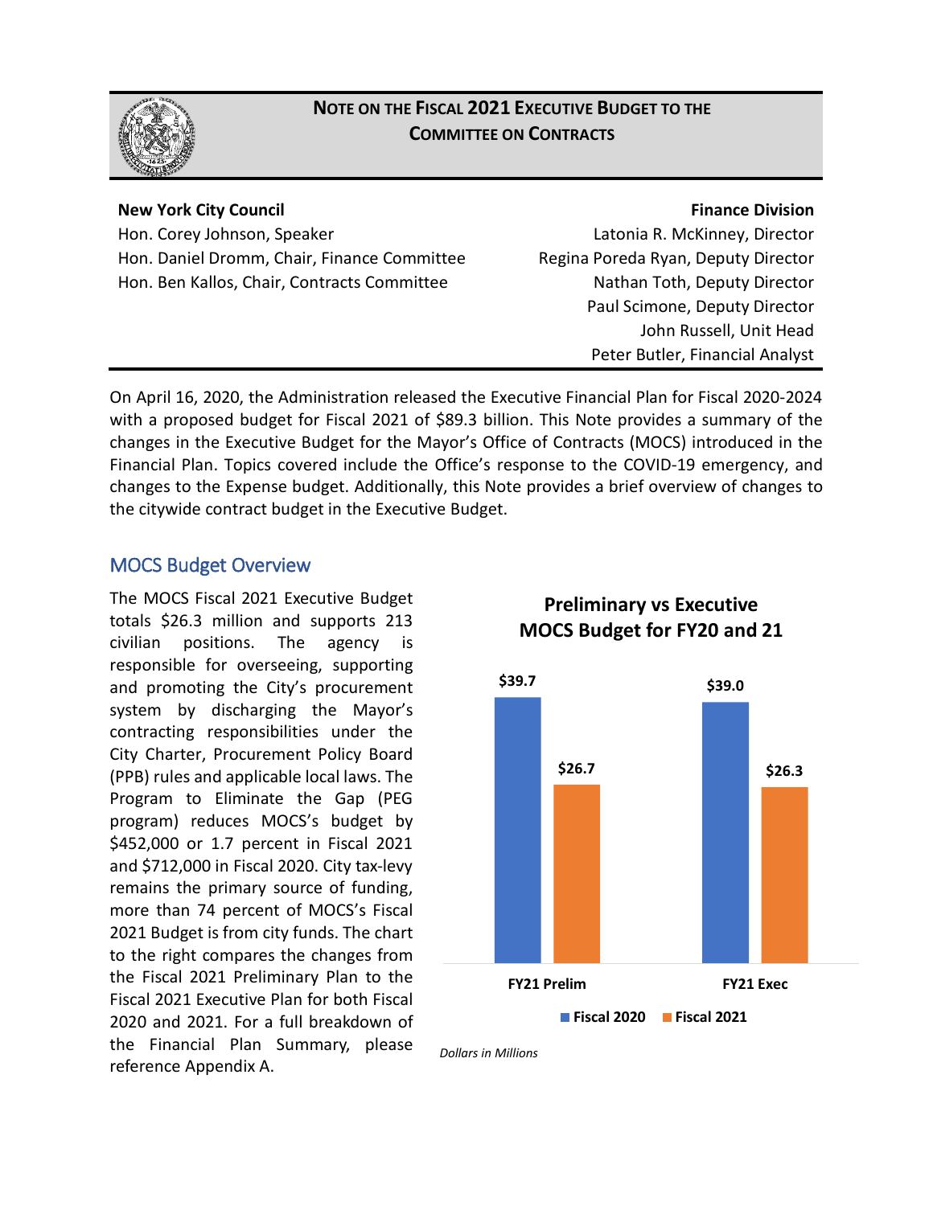# NOTE ON THE FISCAL 2021 EXECUTIVE BUDGET TO THE COMMITTEE ON CONTRACTS

**New York City Council**
Hon. Corey Johnson, Speaker
Hon. Daniel Dromm, Chair, Finance Committee
Hon. Ben Kallos, Chair, Contracts Committee

**Finance Division**
Latonia R. McKinney, Director
Regina Poreda Ryan, Deputy Director
Nathan Toth, Deputy Director
Paul Scimone, Deputy Director
John Russell, Unit Head
Peter Butler, Financial Analyst

On April 16, 2020, the Administration released the Executive Financial Plan for Fiscal 2020-2024 with a proposed budget for Fiscal 2021 of $89.3 billion. This Note provides a summary of the changes in the Executive Budget for the Mayor's Office of Contracts (MOCS) introduced in the Financial Plan. Topics covered include the Office's response to the COVID-19 emergency, and changes to the Expense budget. Additionally, this Note provides a brief overview of changes to the citywide contract budget in the Executive Budget.

## MOCS Budget Overview

The MOCS Fiscal 2021 Executive Budget totals $26.3 million and supports 213 civilian positions. The agency is responsible for overseeing, supporting and promoting the City's procurement system by discharging the Mayor's contracting responsibilities under the City Charter, Procurement Policy Board (PPB) rules and applicable local laws. The Program to Eliminate the Gap (PEG program) reduces MOCS's budget by $452,000 or 1.7 percent in Fiscal 2021 and $712,000 in Fiscal 2020. City tax-levy remains the primary source of funding, more than 74 percent of MOCS's Fiscal 2021 Budget is from city funds. The chart to the right compares the changes from the Fiscal 2021 Preliminary Plan to the Fiscal 2021 Executive Plan for both Fiscal 2020 and 2021. For a full breakdown of the Financial Plan Summary, please reference Appendix A.

**Preliminary vs Executive MOCS Budget for FY20 and 21**

| | Fiscal 2020 | Fiscal 2021 |
|---|---|---|
| FY21 Prelim | $39.7 | $26.7 |
| FY21 Exec | $39.0 | $26.3 |

*Dollars in Millions*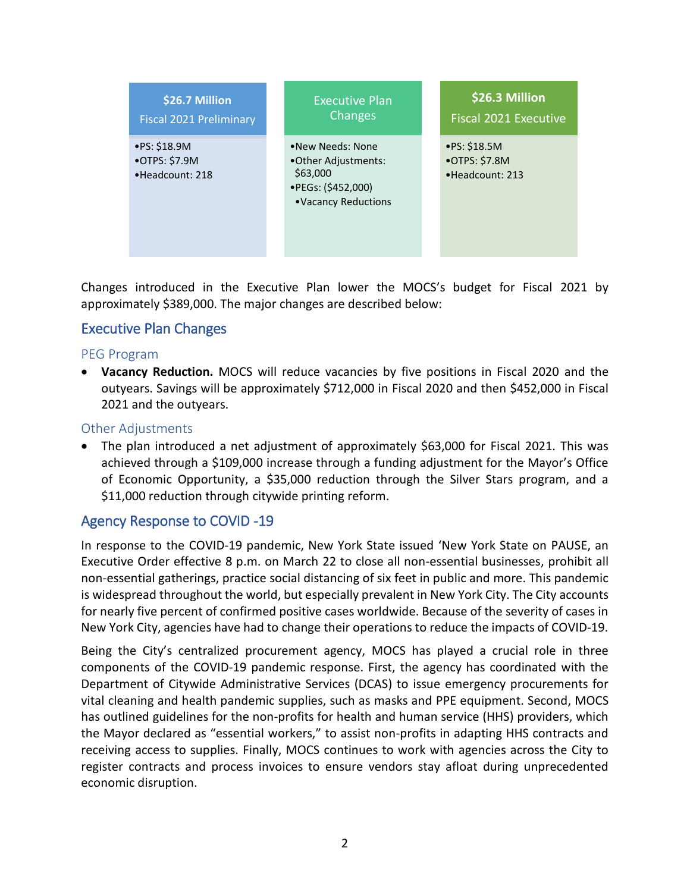| $26.7 Million Fiscal 2021 Preliminary | Executive Plan Changes | $26.3 Million Fiscal 2021 Executive |
| --- | --- | --- |
| •PS: $18.9M<br>•OTPS: $7.9M<br>•Headcount: 218 | •New Needs: None<br>•Other Adjustments: $63,000<br>•PEGs: ($452,000)<br>•Vacancy Reductions | •PS: $18.5M<br>•OTPS: $7.8M<br>•Headcount: 213 |

Changes introduced in the Executive Plan lower the MOCS's budget for Fiscal 2021 by approximately $389,000. The major changes are described below:

## Executive Plan Changes

### PEG Program

- **Vacancy Reduction.** MOCS will reduce vacancies by five positions in Fiscal 2020 and the outyears. Savings will be approximately $712,000 in Fiscal 2020 and then $452,000 in Fiscal 2021 and the outyears.

### Other Adjustments

- The plan introduced a net adjustment of approximately $63,000 for Fiscal 2021. This was achieved through a $109,000 increase through a funding adjustment for the Mayor's Office of Economic Opportunity, a $35,000 reduction through the Silver Stars program, and a $11,000 reduction through citywide printing reform.

## Agency Response to COVID -19

In response to the COVID-19 pandemic, New York State issued 'New York State on PAUSE, an Executive Order effective 8 p.m. on March 22 to close all non-essential businesses, prohibit all non-essential gatherings, practice social distancing of six feet in public and more. This pandemic is widespread throughout the world, but especially prevalent in New York City. The City accounts for nearly five percent of confirmed positive cases worldwide. Because of the severity of cases in New York City, agencies have had to change their operations to reduce the impacts of COVID-19.

Being the City's centralized procurement agency, MOCS has played a crucial role in three components of the COVID-19 pandemic response. First, the agency has coordinated with the Department of Citywide Administrative Services (DCAS) to issue emergency procurements for vital cleaning and health pandemic supplies, such as masks and PPE equipment. Second, MOCS has outlined guidelines for the non-profits for health and human service (HHS) providers, which the Mayor declared as "essential workers," to assist non-profits in adapting HHS contracts and receiving access to supplies. Finally, MOCS continues to work with agencies across the City to register contracts and process invoices to ensure vendors stay afloat during unprecedented economic disruption.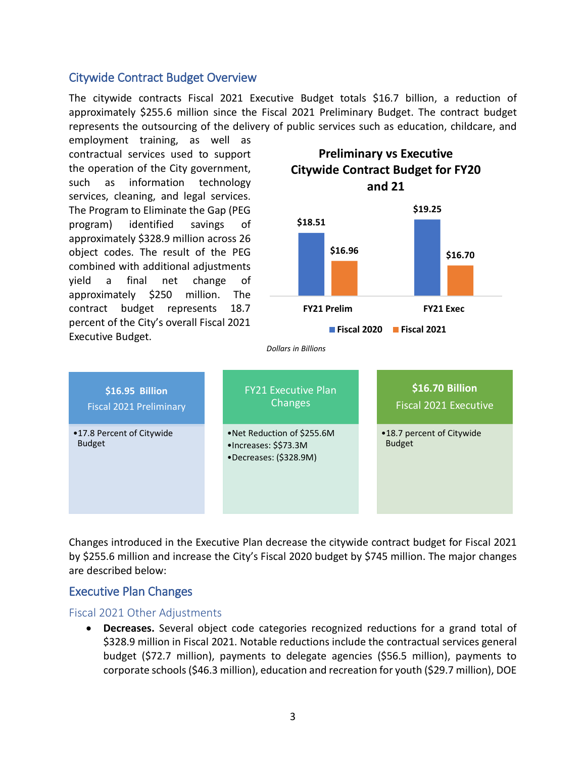## Citywide Contract Budget Overview

The citywide contracts Fiscal 2021 Executive Budget totals $16.7 billion, a reduction of approximately $255.6 million since the Fiscal 2021 Preliminary Budget. The contract budget represents the outsourcing of the delivery of public services such as education, childcare, and employment training, as well as contractual services used to support the operation of the City government, such as information technology services, cleaning, and legal services. The Program to Eliminate the Gap (PEG program) identified savings of approximately $328.9 million across 26 object codes. The result of the PEG combined with additional adjustments yield a final net change of approximately $250 million. The contract budget represents 18.7 percent of the City's overall Fiscal 2021 Executive Budget.

**Preliminary vs Executive Citywide Contract Budget for FY20 and 21**

| | Fiscal 2020 | Fiscal 2021 |
|---|---|---|
| FY21 Prelim | $18.51 | $16.96 |
| FY21 Exec | $19.25 | $16.70 |

*Dollars in Billions*

| $16.95 Billion Fiscal 2021 Preliminary | FY21 Executive Plan Changes | $16.70 Billion Fiscal 2021 Executive |
|---|---|---|
| • 17.8 Percent of Citywide Budget | • Net Reduction of $255.6M<br>• Increases: $$73.3M<br>• Decreases: ($328.9M) | • 18.7 percent of Citywide Budget |

Changes introduced in the Executive Plan decrease the citywide contract budget for Fiscal 2021 by $255.6 million and increase the City's Fiscal 2020 budget by $745 million. The major changes are described below:

## Executive Plan Changes

### Fiscal 2021 Other Adjustments

- **Decreases.** Several object code categories recognized reductions for a grand total of $328.9 million in Fiscal 2021. Notable reductions include the contractual services general budget ($72.7 million), payments to delegate agencies ($56.5 million), payments to corporate schools ($46.3 million), education and recreation for youth ($29.7 million), DOE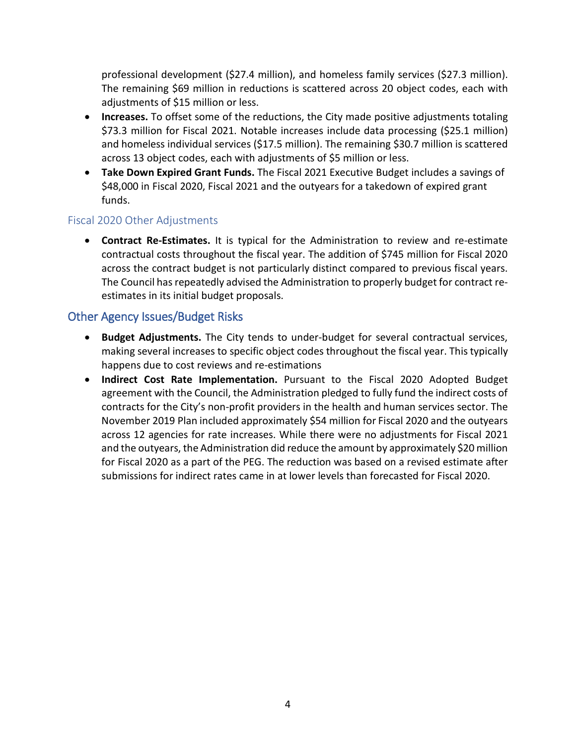professional development ($27.4 million), and homeless family services ($27.3 million). The remaining $69 million in reductions is scattered across 20 object codes, each with adjustments of $15 million or less.

- **Increases.** To offset some of the reductions, the City made positive adjustments totaling $73.3 million for Fiscal 2021. Notable increases include data processing ($25.1 million) and homeless individual services ($17.5 million). The remaining $30.7 million is scattered across 13 object codes, each with adjustments of $5 million or less.
- **Take Down Expired Grant Funds.** The Fiscal 2021 Executive Budget includes a savings of $48,000 in Fiscal 2020, Fiscal 2021 and the outyears for a takedown of expired grant funds.

### Fiscal 2020 Other Adjustments

- **Contract Re-Estimates.** It is typical for the Administration to review and re-estimate contractual costs throughout the fiscal year. The addition of $745 million for Fiscal 2020 across the contract budget is not particularly distinct compared to previous fiscal years. The Council has repeatedly advised the Administration to properly budget for contract re-estimates in its initial budget proposals.

## Other Agency Issues/Budget Risks

- **Budget Adjustments.** The City tends to under-budget for several contractual services, making several increases to specific object codes throughout the fiscal year. This typically happens due to cost reviews and re-estimations
- **Indirect Cost Rate Implementation.** Pursuant to the Fiscal 2020 Adopted Budget agreement with the Council, the Administration pledged to fully fund the indirect costs of contracts for the City's non-profit providers in the health and human services sector. The November 2019 Plan included approximately $54 million for Fiscal 2020 and the outyears across 12 agencies for rate increases. While there were no adjustments for Fiscal 2021 and the outyears, the Administration did reduce the amount by approximately $20 million for Fiscal 2020 as a part of the PEG. The reduction was based on a revised estimate after submissions for indirect rates came in at lower levels than forecasted for Fiscal 2020.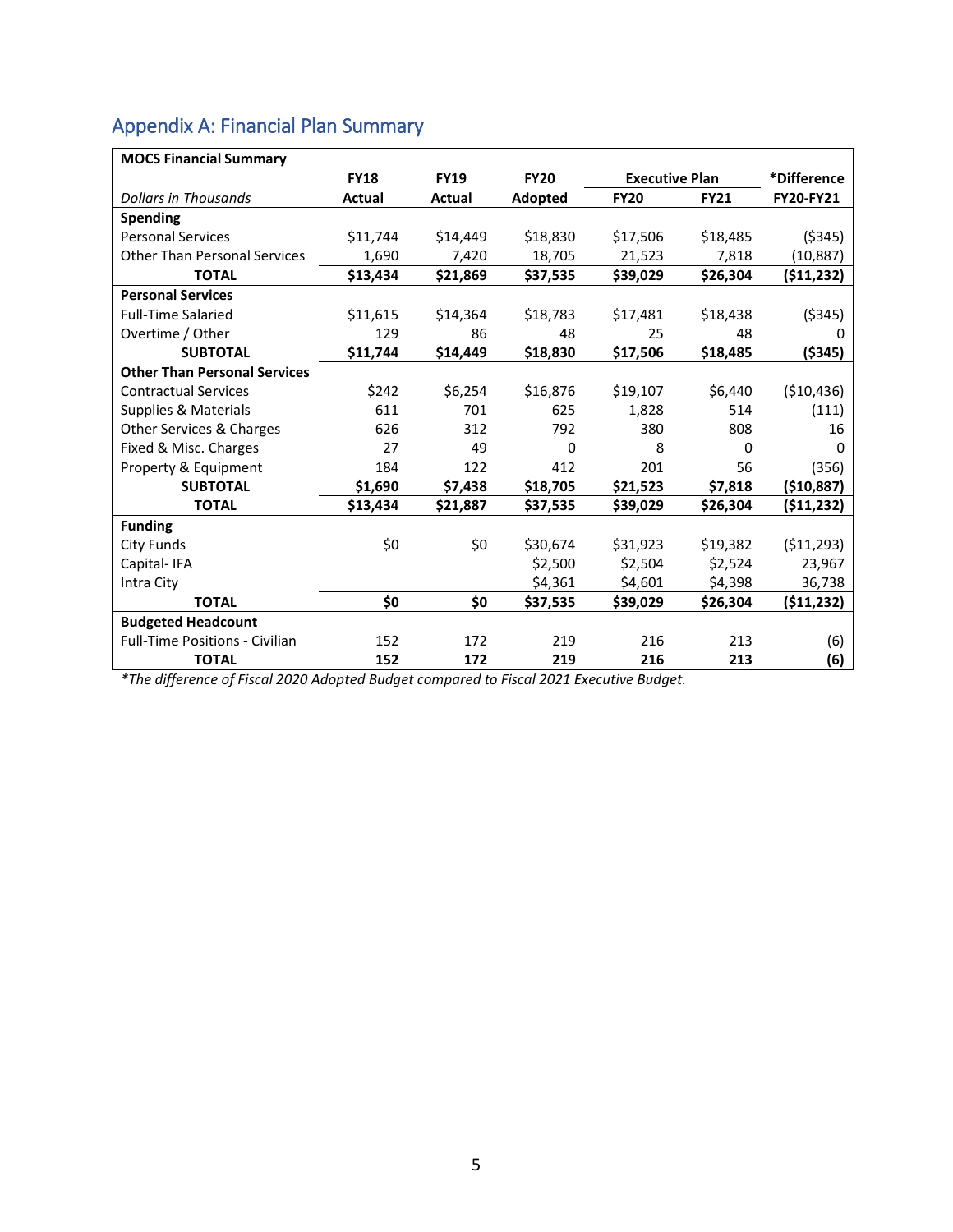## Appendix A: Financial Plan Summary

| MOCS Financial Summary | | | | | | |
|---|---|---|---|---|---|---|
| | FY18 | FY19 | FY20 | Executive Plan | | *Difference |
| *Dollars in Thousands* | Actual | Actual | Adopted | FY20 | FY21 | FY20-FY21 |
| **Spending** | | | | | | |
| Personal Services | $11,744 | $14,449 | $18,830 | $17,506 | $18,485 | ($345) |
| Other Than Personal Services | 1,690 | 7,420 | 18,705 | 21,523 | 7,818 | (10,887) |
| **TOTAL** | **$13,434** | **$21,869** | **$37,535** | **$39,029** | **$26,304** | **($11,232)** |
| **Personal Services** | | | | | | |
| Full-Time Salaried | $11,615 | $14,364 | $18,783 | $17,481 | $18,438 | ($345) |
| Overtime / Other | 129 | 86 | 48 | 25 | 48 | 0 |
| **SUBTOTAL** | **$11,744** | **$14,449** | **$18,830** | **$17,506** | **$18,485** | **($345)** |
| **Other Than Personal Services** | | | | | | |
| Contractual Services | $242 | $6,254 | $16,876 | $19,107 | $6,440 | ($10,436) |
| Supplies & Materials | 611 | 701 | 625 | 1,828 | 514 | (111) |
| Other Services & Charges | 626 | 312 | 792 | 380 | 808 | 16 |
| Fixed & Misc. Charges | 27 | 49 | 0 | 8 | 0 | 0 |
| Property & Equipment | 184 | 122 | 412 | 201 | 56 | (356) |
| **SUBTOTAL** | **$1,690** | **$7,438** | **$18,705** | **$21,523** | **$7,818** | **($10,887)** |
| **TOTAL** | **$13,434** | **$21,887** | **$37,535** | **$39,029** | **$26,304** | **($11,232)** |
| **Funding** | | | | | | |
| City Funds | $0 | $0 | $30,674 | $31,923 | $19,382 | ($11,293) |
| Capital- IFA | | | $2,500 | $2,504 | $2,524 | 23,967 |
| Intra City | | | $4,361 | $4,601 | $4,398 | 36,738 |
| **TOTAL** | **$0** | **$0** | **$37,535** | **$39,029** | **$26,304** | **($11,232)** |
| **Budgeted Headcount** | | | | | | |
| Full-Time Positions - Civilian | 152 | 172 | 219 | 216 | 213 | (6) |
| **TOTAL** | **152** | **172** | **219** | **216** | **213** | **(6)** |

*\*The difference of Fiscal 2020 Adopted Budget compared to Fiscal 2021 Executive Budget.*